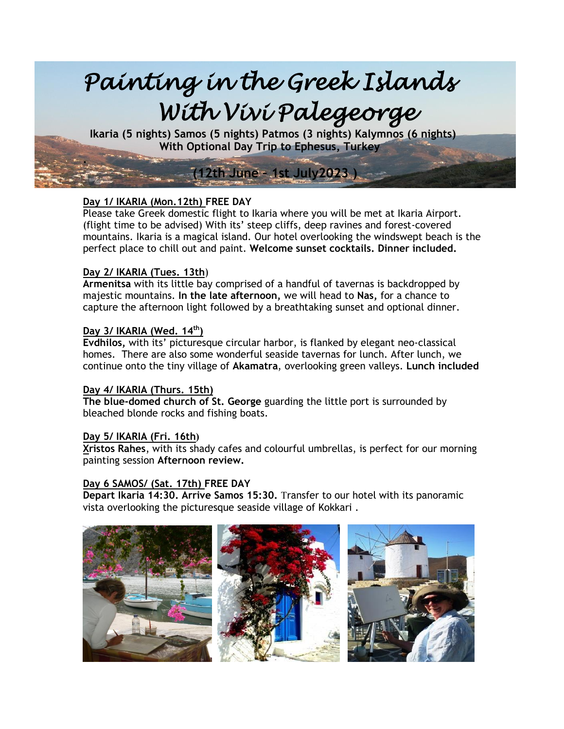# *Painting in the Greek Islands With Vivi Palegeorge*

**Ikaria (5 nights) Samos (5 nights) Patmos (3 nights) Kalymnos (6 nights)**
**With Optional Day Trip to Ephesus, Turkey**

**(12th June – 1st July2023 )**

**Day 1/ IKARIA (Mon.12th) FREE DAY**
Please take Greek domestic flight to Ikaria where you will be met at Ikaria Airport. (flight time to be advised) With its' steep cliffs, deep ravines and forest-covered mountains. Ikaria is a magical island. Our hotel overlooking the windswept beach is the perfect place to chill out and paint. **Welcome sunset cocktails. Dinner included.**

**Day 2/ IKARIA (Tues. 13th)**
**Armenitsa** with its little bay comprised of a handful of tavernas is backdropped by majestic mountains. **In the late afternoon,** we will head to **Nas,** for a chance to capture the afternoon light followed by a breathtaking sunset and optional dinner.

**Day 3/ IKARIA (Wed. 14th)**
**Evdhilos,** with its' picturesque circular harbor, is flanked by elegant neo-classical homes. There are also some wonderful seaside tavernas for lunch. After lunch, we continue onto the tiny village of **Akamatra**, overlooking green valleys. **Lunch included**

**Day 4/ IKARIA (Thurs. 15th)**
**The blue-domed church of St. George** guarding the little port is surrounded by bleached blonde rocks and fishing boats.

**Day 5/ IKARIA (Fri. 16th)**
**Xristos Rahes**, with its shady cafes and colourful umbrellas, is perfect for our morning painting session **Afternoon review.**

**Day 6 SAMOS/ (Sat. 17th) FREE DAY**
**Depart Ikaria 14:30. Arrive Samos 15:30.** Transfer to our hotel with its panoramic vista overlooking the picturesque seaside village of Kokkari .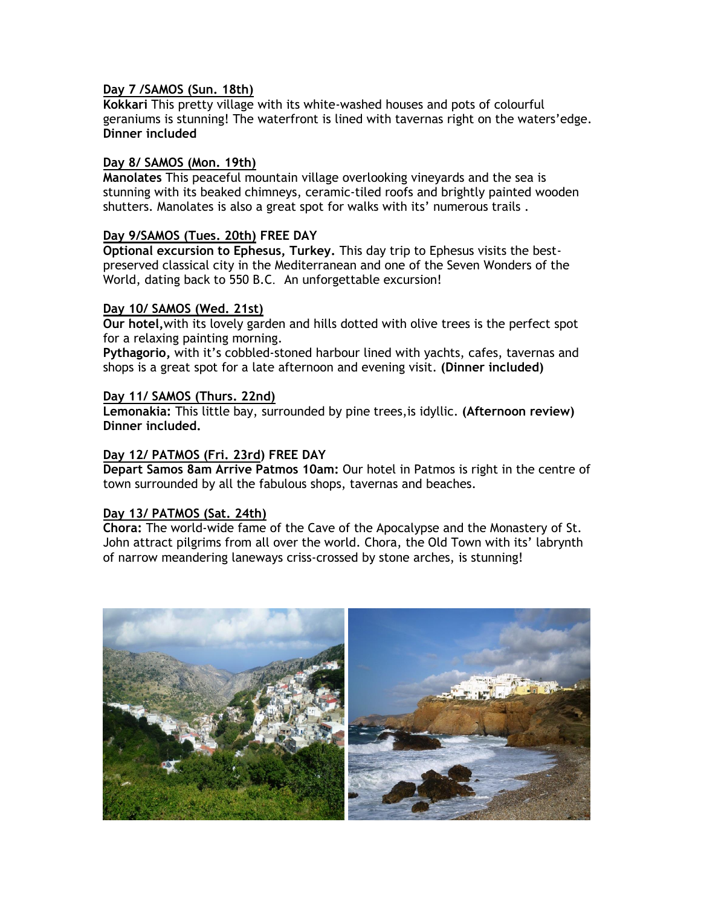**Day 7 /SAMOS (Sun. 18th)**
**Kokkari** This pretty village with its white-washed houses and pots of colourful geraniums is stunning! The waterfront is lined with tavernas right on the waters'edge.
**Dinner included**

**Day 8/ SAMOS (Mon. 19th)**
**Manolates** This peaceful mountain village overlooking vineyards and the sea is stunning with its beaked chimneys, ceramic-tiled roofs and brightly painted wooden shutters. Manolates is also a great spot for walks with its' numerous trails .

**Day 9/SAMOS (Tues. 20th) FREE DAY**
**Optional excursion to Ephesus, Turkey.** This day trip to Ephesus visits the best-preserved classical city in the Mediterranean and one of the Seven Wonders of the World, dating back to 550 B.C. An unforgettable excursion!

**Day 10/ SAMOS (Wed. 21st)**
**Our hotel,**with its lovely garden and hills dotted with olive trees is the perfect spot for a relaxing painting morning.
**Pythagorio**, with it's cobbled-stoned harbour lined with yachts, cafes, tavernas and shops is a great spot for a late afternoon and evening visit. **(Dinner included)**

**Day 11/ SAMOS (Thurs. 22nd)**
**Lemonakia:** This little bay, surrounded by pine trees,is idyllic. **(Afternoon review) Dinner included.**

**Day 12/ PATMOS (Fri. 23rd) FREE DAY**
**Depart Samos 8am Arrive Patmos 10am:** Our hotel in Patmos is right in the centre of town surrounded by all the fabulous shops, tavernas and beaches.

**Day 13/ PATMOS (Sat. 24th)**
**Chora:** The world-wide fame of the Cave of the Apocalypse and the Monastery of St. John attract pilgrims from all over the world. Chora, the Old Town with its' labrynth of narrow meandering laneways criss-crossed by stone arches, is stunning!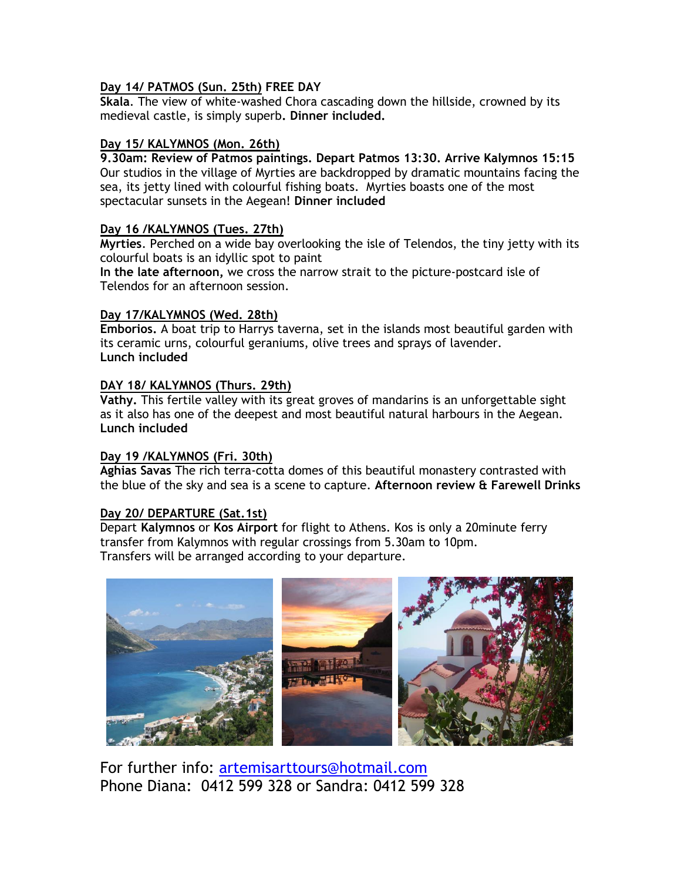**<u>Day 14/ PATMOS (Sun. 25th)</u> FREE DAY**
**Skala**. The view of white-washed Chora cascading down the hillside, crowned by its medieval castle, is simply superb**. Dinner included.**

**<u>Day 15/ KALYMNOS (Mon. 26th)</u>**
**9.30am: Review of Patmos paintings. Depart Patmos 13:30. Arrive Kalymnos 15:15**
Our studios in the village of Myrties are backdropped by dramatic mountains facing the sea, its jetty lined with colourful fishing boats. Myrties boasts one of the most spectacular sunsets in the Aegean! **Dinner included**

**<u>Day 16 /KALYMNOS (Tues. 27th)</u>**
**Myrties**. Perched on a wide bay overlooking the isle of Telendos, the tiny jetty with its colourful boats is an idyllic spot to paint
**In the late afternoon,** we cross the narrow strait to the picture-postcard isle of Telendos for an afternoon session.

**<u>Day 17/KALYMNOS (Wed. 28th)</u>**
**Emborios.** A boat trip to Harrys taverna, set in the islands most beautiful garden with its ceramic urns, colourful geraniums, olive trees and sprays of lavender.
**Lunch included**

**<u>DAY 18/ KALYMNOS (Thurs. 29th)</u>**
**Vathy.** This fertile valley with its great groves of mandarins is an unforgettable sight as it also has one of the deepest and most beautiful natural harbours in the Aegean.
**Lunch included**

**<u>Day 19 /KALYMNOS (Fri. 30th)</u>**
**Aghias Savas** The rich terra-cotta domes of this beautiful monastery contrasted with the blue of the sky and sea is a scene to capture. **Afternoon review & Farewell Drinks**

**<u>Day 20/ DEPARTURE (Sat.1st)</u>**
Depart **Kalymnos** or **Kos Airport** for flight to Athens. Kos is only a 20minute ferry transfer from Kalymnos with regular crossings from 5.30am to 10pm.
Transfers will be arranged according to your departure.

For further info: artemisarttours@hotmail.com
Phone Diana: 0412 599 328 or Sandra: 0412 599 328